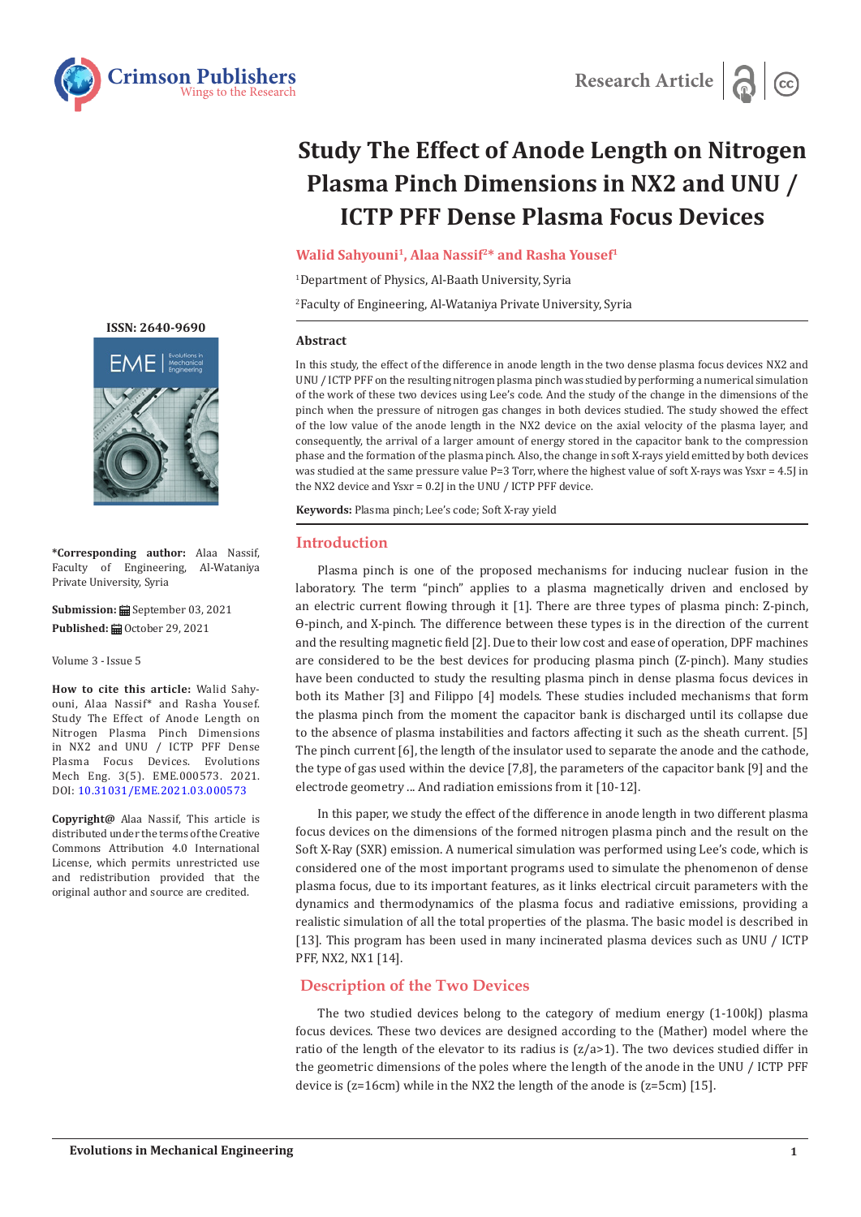Research Article

# Study The Effect of Anode Length on Nitrogen Plasma Pinch Dimensions in NX2 and UNU / ICTP PFF Dense Plasma Focus Devices

**Walid Sahyouni[1], Alaa Nassif[2]* and Rasha Yousef[1]**

[1]Department of Physics, Al-Baath University, Syria

[2]Faculty of Engineering, Al-Wataniya Private University, Syria

ISSN: 2640-9690

**\*Corresponding author:** Alaa Nassif, Faculty of Engineering, Al-Wataniya Private University, Syria

**Submission:** September 03, 2021

**Published:** October 29, 2021

Volume 3 - Issue 5

**How to cite this article:** Walid Sahyouni, Alaa Nassif* and Rasha Yousef. Study The Effect of Anode Length on Nitrogen Plasma Pinch Dimensions in NX2 and UNU / ICTP PFF Dense Plasma Focus Devices. Evolutions Mech Eng. 3(5). EME.000573. 2021. DOI: 10.31031/EME.2021.03.000573

**Copyright@** Alaa Nassif, This article is distributed under the terms of the Creative Commons Attribution 4.0 International License, which permits unrestricted use and redistribution provided that the original author and source are credited.

## Abstract

In this study, the effect of the difference in anode length in the two dense plasma focus devices NX2 and UNU / ICTP PFF on the resulting nitrogen plasma pinch was studied by performing a numerical simulation of the work of these two devices using Lee's code. And the study of the change in the dimensions of the pinch when the pressure of nitrogen gas changes in both devices studied. The study showed the effect of the low value of the anode length in the NX2 device on the axial velocity of the plasma layer, and consequently, the arrival of a larger amount of energy stored in the capacitor bank to the compression phase and the formation of the plasma pinch. Also, the change in soft X-rays yield emitted by both devices was studied at the same pressure value P=3 Torr, where the highest value of soft X-rays was Ysxr = 4.5J in the NX2 device and Ysxr = 0.2J in the UNU / ICTP PFF device.

**Keywords:** Plasma pinch; Lee's code; Soft X-ray yield

## Introduction

Plasma pinch is one of the proposed mechanisms for inducing nuclear fusion in the laboratory. The term "pinch" applies to a plasma magnetically driven and enclosed by an electric current flowing through it [1]. There are three types of plasma pinch: Z-pinch, Ɵ-pinch, and X-pinch. The difference between these types is in the direction of the current and the resulting magnetic field [2]. Due to their low cost and ease of operation, DPF machines are considered to be the best devices for producing plasma pinch (Z-pinch). Many studies have been conducted to study the resulting plasma pinch in dense plasma focus devices in both its Mather [3] and Filippo [4] models. These studies included mechanisms that form the plasma pinch from the moment the capacitor bank is discharged until its collapse due to the absence of plasma instabilities and factors affecting it such as the sheath current. [5] The pinch current [6], the length of the insulator used to separate the anode and the cathode, the type of gas used within the device [7,8], the parameters of the capacitor bank [9] and the electrode geometry ... And radiation emissions from it [10-12].

In this paper, we study the effect of the difference in anode length in two different plasma focus devices on the dimensions of the formed nitrogen plasma pinch and the result on the Soft X-Ray (SXR) emission. A numerical simulation was performed using Lee's code, which is considered one of the most important programs used to simulate the phenomenon of dense plasma focus, due to its important features, as it links electrical circuit parameters with the dynamics and thermodynamics of the plasma focus and radiative emissions, providing a realistic simulation of all the total properties of the plasma. The basic model is described in [13]. This program has been used in many incinerated plasma devices such as UNU / ICTP PFF, NX2, NX1 [14].

## Description of the Two Devices

The two studied devices belong to the category of medium energy (1-100kJ) plasma focus devices. These two devices are designed according to the (Mather) model where the ratio of the length of the elevator to its radius is (z/a>1). The two devices studied differ in the geometric dimensions of the poles where the length of the anode in the UNU / ICTP PFF device is (z=16cm) while in the NX2 the length of the anode is (z=5cm) [15].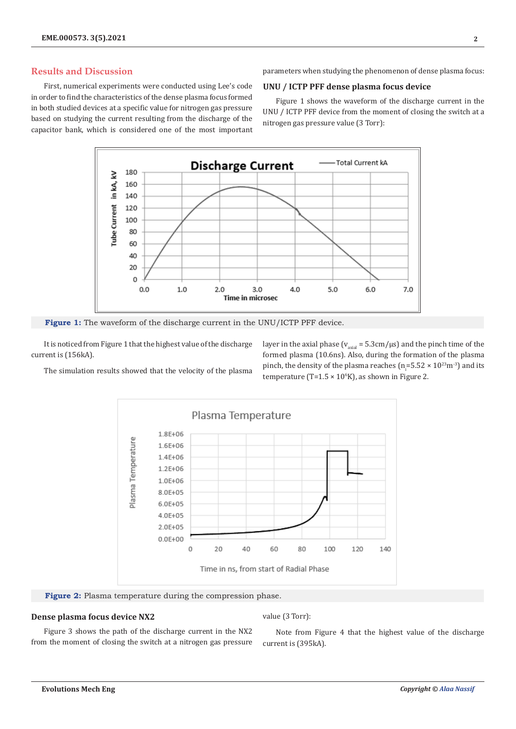## Results and Discussion

First, numerical experiments were conducted using Lee's code in order to find the characteristics of the dense plasma focus formed in both studied devices at a specific value for nitrogen gas pressure based on studying the current resulting from the discharge of the capacitor bank, which is considered one of the most important parameters when studying the phenomenon of dense plasma focus:

### UNU / ICTP PFF dense plasma focus device

Figure 1 shows the waveform of the discharge current in the UNU / ICTP PFF device from the moment of closing the switch at a nitrogen gas pressure value (3 Torr):

**Figure 1:** The waveform of the discharge current in the UNU/ICTP PFF device.

It is noticed from Figure 1 that the highest value of the discharge current is (156kA).

The simulation results showed that the velocity of the plasma layer in the axial phase ($v_{axial}$ = 5.3cm/μs) and the pinch time of the formed plasma (10.6ns). Also, during the formation of the plasma pinch, the density of the plasma reaches ($n_i$=5.52 × $10^{23}$m$^{-3}$) and its temperature (T=1.5 × $10^6$K), as shown in Figure 2.

**Figure 2:** Plasma temperature during the compression phase.

### Dense plasma focus device NX2

Figure 3 shows the path of the discharge current in the NX2 from the moment of closing the switch at a nitrogen gas pressure value (3 Torr):

Note from Figure 4 that the highest value of the discharge current is (395kA).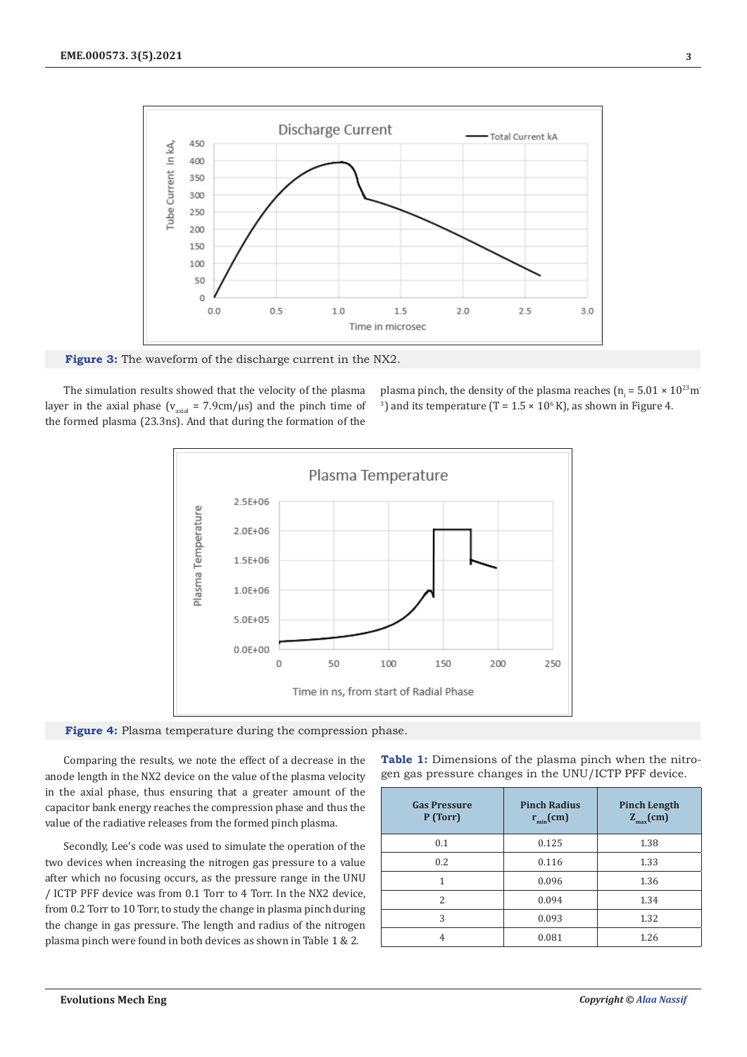**Figure 3:** The waveform of the discharge current in the NX2.

The simulation results showed that the velocity of the plasma layer in the axial phase ($v_{axial}$ = 7.9cm/μs) and the pinch time of the formed plasma (23.3ns). And that during the formation of the plasma pinch, the density of the plasma reaches ($n_i = 5.01 \times 10^{23} m^{-3}$) and its temperature ($T = 1.5 \times 10^6$ K), as shown in Figure 4.

**Figure 4:** Plasma temperature during the compression phase.

Comparing the results, we note the effect of a decrease in the anode length in the NX2 device on the value of the plasma velocity in the axial phase, thus ensuring that a greater amount of the capacitor bank energy reaches the compression phase and thus the value of the radiative releases from the formed pinch plasma.

Secondly, Lee's code was used to simulate the operation of the two devices when increasing the nitrogen gas pressure to a value after which no focusing occurs, as the pressure range in the UNU / ICTP PFF device was from 0.1 Torr to 4 Torr. In the NX2 device, from 0.2 Torr to 10 Torr, to study the change in plasma pinch during the change in gas pressure. The length and radius of the nitrogen plasma pinch were found in both devices as shown in Table 1 & 2.

**Table 1:** Dimensions of the plasma pinch when the nitrogen gas pressure changes in the UNU/ICTP PFF device.

| Gas Pressure P (Torr) | Pinch Radius $r_{min}$(cm) | Pinch Length $Z_{max}$(cm) |
|---|---|---|
| 0.1 | 0.125 | 1.38 |
| 0.2 | 0.116 | 1.33 |
| 1 | 0.096 | 1.36 |
| 2 | 0.094 | 1.34 |
| 3 | 0.093 | 1.32 |
| 4 | 0.081 | 1.26 |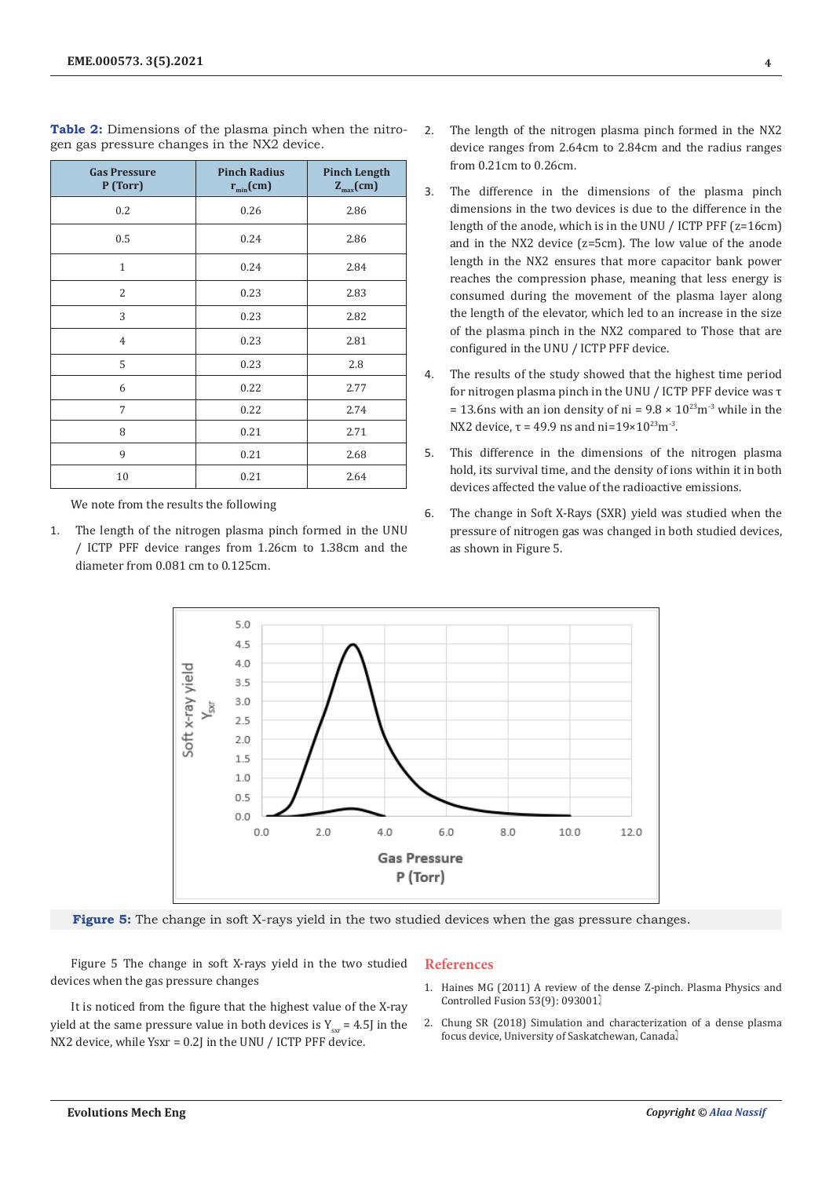**Table 2:** Dimensions of the plasma pinch when the nitrogen gas pressure changes in the NX2 device.

| Gas Pressure P (Torr) | Pinch Radius $r_{min}$(cm) | Pinch Length $Z_{max}$(cm) |
|---|---|---|
| 0.2 | 0.26 | 2.86 |
| 0.5 | 0.24 | 2.86 |
| 1 | 0.24 | 2.84 |
| 2 | 0.23 | 2.83 |
| 3 | 0.23 | 2.82 |
| 4 | 0.23 | 2.81 |
| 5 | 0.23 | 2.8 |
| 6 | 0.22 | 2.77 |
| 7 | 0.22 | 2.74 |
| 8 | 0.21 | 2.71 |
| 9 | 0.21 | 2.68 |
| 10 | 0.21 | 2.64 |

We note from the results the following

1. The length of the nitrogen plasma pinch formed in the UNU / ICTP PFF device ranges from 1.26cm to 1.38cm and the diameter from 0.081 cm to 0.125cm.

2. The length of the nitrogen plasma pinch formed in the NX2 device ranges from 2.64cm to 2.84cm and the radius ranges from 0.21cm to 0.26cm.

3. The difference in the dimensions of the plasma pinch dimensions in the two devices is due to the difference in the length of the anode, which is in the UNU / ICTP PFF (z=16cm) and in the NX2 device (z=5cm). The low value of the anode length in the NX2 ensures that more capacitor bank power reaches the compression phase, meaning that less energy is consumed during the movement of the plasma layer along the length of the elevator, which led to an increase in the size of the plasma pinch in the NX2 compared to Those that are configured in the UNU / ICTP PFF device.

4. The results of the study showed that the highest time period for nitrogen plasma pinch in the UNU / ICTP PFF device was $\tau = 13.6$ns with an ion density of $n_i = 9.8 \times 10^{23}m^{-3}$ while in the NX2 device, $\tau = 49.9$ ns and $n_i = 19 \times 10^{23}m^{-3}$.

5. This difference in the dimensions of the nitrogen plasma hold, its survival time, and the density of ions within it in both devices affected the value of the radioactive emissions.

6. The change in Soft X-Rays (SXR) yield was studied when the pressure of nitrogen gas was changed in both studied devices, as shown in Figure 5.

**Figure 5:** The change in soft X-rays yield in the two studied devices when the gas pressure changes.

Figure 5 The change in soft X-rays yield in the two studied devices when the gas pressure changes

It is noticed from the figure that the highest value of the X-ray yield at the same pressure value in both devices is $Y_{sxr} = 4.5$J in the NX2 device, while Ysxr = 0.2J in the UNU / ICTP PFF device.

## References

1. Haines MG (2011) A review of the dense Z-pinch. Plasma Physics and Controlled Fusion 53(9): 093001.
2. Chung SR (2018) Simulation and characterization of a dense plasma focus device, University of Saskatchewan, Canada.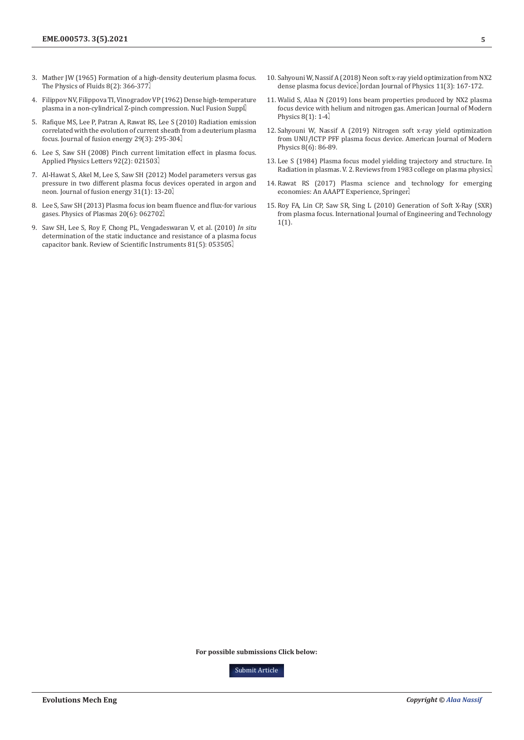3. Mather JW (1965) Formation of a high-density deuterium plasma focus. The Physics of Fluids 8(2): 366-377.
4. Filippov NV, Filippova TI, Vinogradov VP (1962) Dense high-temperature plasma in a non-cylindrical Z-pinch compression. Nucl Fusion Suppl.
5. Rafique MS, Lee P, Patran A, Rawat RS, Lee S (2010) Radiation emission correlated with the evolution of current sheath from a deuterium plasma focus. Journal of fusion energy 29(3): 295-304.
6. Lee S, Saw SH (2008) Pinch current limitation effect in plasma focus. Applied Physics Letters 92(2): 021503.
7. Al-Hawat S, Akel M, Lee S, Saw SH (2012) Model parameters versus gas pressure in two different plasma focus devices operated in argon and neon. Journal of fusion energy 31(1): 13-20.
8. Lee S, Saw SH (2013) Plasma focus ion beam fluence and flux-for various gases. Physics of Plasmas 20(6): 062702.
9. Saw SH, Lee S, Roy F, Chong PL, Vengadeswaran V, et al. (2010) *In situ* determination of the static inductance and resistance of a plasma focus capacitor bank. Review of Scientific Instruments 81(5): 053505.
10. Sahyouni W, Nassif A (2018) Neon soft x-ray yield optimization from NX2 dense plasma focus device. Jordan Journal of Physics 11(3): 167-172.
11. Walid S, Alaa N (2019) Ions beam properties produced by NX2 plasma focus device with helium and nitrogen gas. American Journal of Modern Physics 8(1): 1-4.
12. Sahyouni W, Nassif A (2019) Nitrogen soft x-ray yield optimization from UNU/ICTP PFF plasma focus device. American Journal of Modern Physics 8(6): 86-89.
13. Lee S (1984) Plasma focus model yielding trajectory and structure. In Radiation in plasmas. V. 2. Reviews from 1983 college on plasma physics.
14. Rawat RS (2017) Plasma science and technology for emerging economies: An AAAPT Experience, Springer.
15. Roy FA, Lin CP, Saw SR, Sing L (2010) Generation of Soft X-Ray (SXR) from plasma focus. International Journal of Engineering and Technology 1(1).

**For possible submissions Click below:**

Submit Article